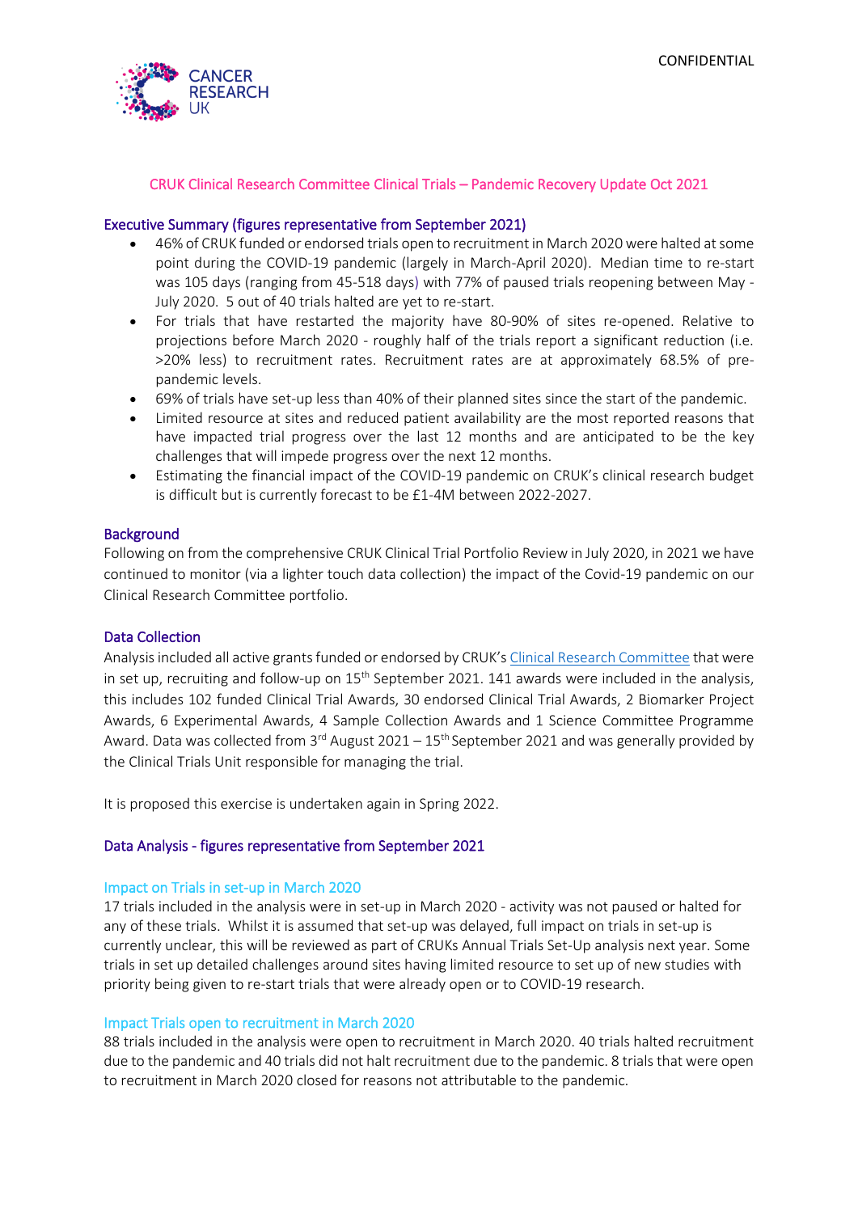CONFIDENTIAL

## CRUK Clinical Research Committee Clinical Trials – Pandemic Recovery Update Oct 2021

### Executive Summary (figures representative from September 2021)

- 46% of CRUK funded or endorsed trials open to recruitment in March 2020 were halted at some point during the COVID-19 pandemic (largely in March-April 2020). Median time to re-start was 105 days (ranging from 45-518 days) with 77% of paused trials reopening between May - July 2020. 5 out of 40 trials halted are yet to re-start.
- For trials that have restarted the majority have 80-90% of sites re-opened. Relative to projections before March 2020 - roughly half of the trials report a significant reduction (i.e. >20% less) to recruitment rates. Recruitment rates are at approximately 68.5% of pre-pandemic levels.
- 69% of trials have set-up less than 40% of their planned sites since the start of the pandemic.
- Limited resource at sites and reduced patient availability are the most reported reasons that have impacted trial progress over the last 12 months and are anticipated to be the key challenges that will impede progress over the next 12 months.
- Estimating the financial impact of the COVID-19 pandemic on CRUK's clinical research budget is difficult but is currently forecast to be £1-4M between 2022-2027.

### Background

Following on from the comprehensive CRUK Clinical Trial Portfolio Review in July 2020, in 2021 we have continued to monitor (via a lighter touch data collection) the impact of the Covid-19 pandemic on our Clinical Research Committee portfolio.

### Data Collection

Analysis included all active grants funded or endorsed by CRUK's Clinical Research Committee that were in set up, recruiting and follow-up on 15th September 2021. 141 awards were included in the analysis, this includes 102 funded Clinical Trial Awards, 30 endorsed Clinical Trial Awards, 2 Biomarker Project Awards, 6 Experimental Awards, 4 Sample Collection Awards and 1 Science Committee Programme Award. Data was collected from 3rd August 2021 – 15th September 2021 and was generally provided by the Clinical Trials Unit responsible for managing the trial.

It is proposed this exercise is undertaken again in Spring 2022.

### Data Analysis - figures representative from September 2021

#### Impact on Trials in set-up in March 2020

17 trials included in the analysis were in set-up in March 2020 - activity was not paused or halted for any of these trials. Whilst it is assumed that set-up was delayed, full impact on trials in set-up is currently unclear, this will be reviewed as part of CRUKs Annual Trials Set-Up analysis next year. Some trials in set up detailed challenges around sites having limited resource to set up of new studies with priority being given to re-start trials that were already open or to COVID-19 research.

#### Impact Trials open to recruitment in March 2020

88 trials included in the analysis were open to recruitment in March 2020. 40 trials halted recruitment due to the pandemic and 40 trials did not halt recruitment due to the pandemic. 8 trials that were open to recruitment in March 2020 closed for reasons not attributable to the pandemic.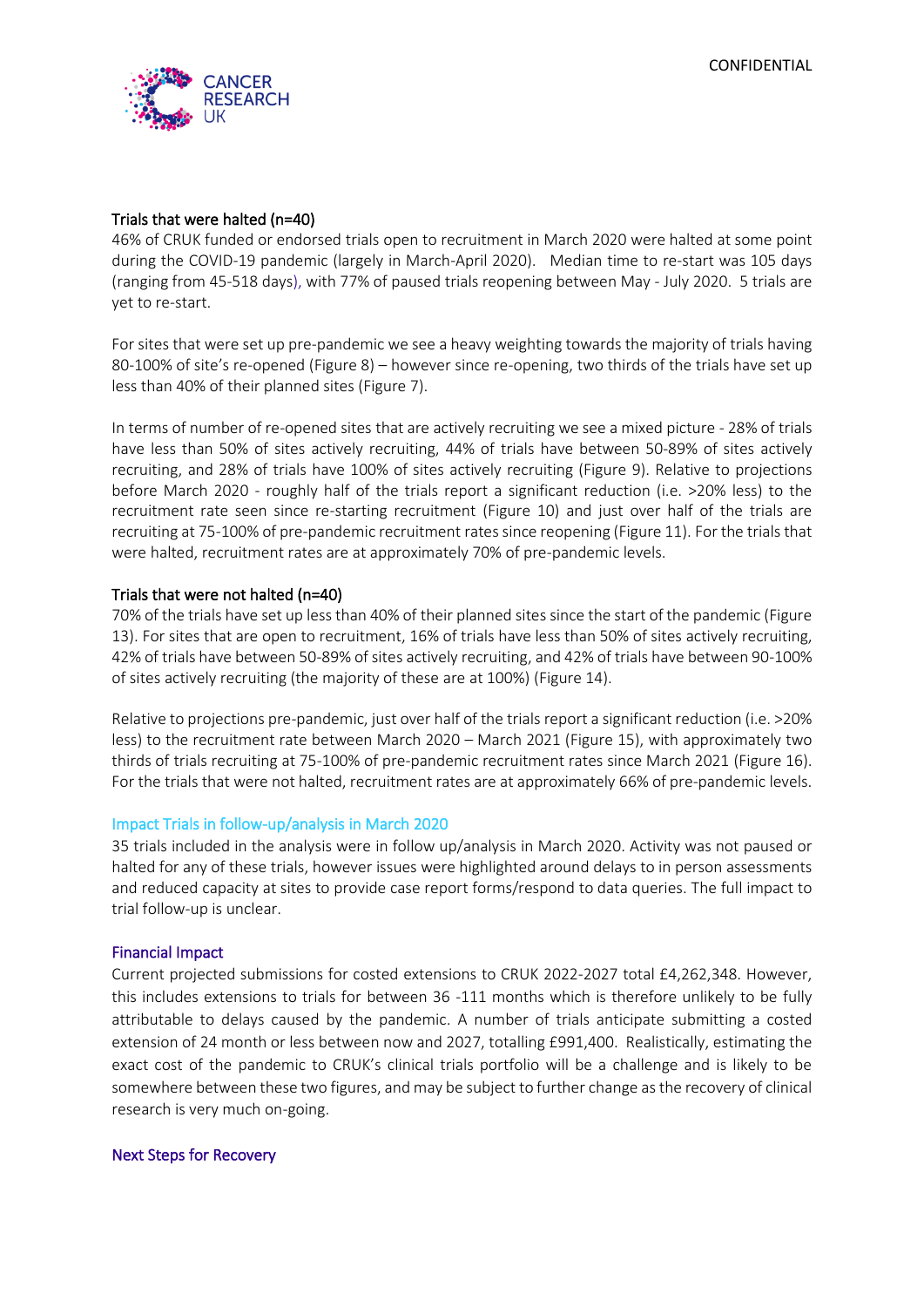### Trials that were halted (n=40)

46% of CRUK funded or endorsed trials open to recruitment in March 2020 were halted at some point during the COVID-19 pandemic (largely in March-April 2020). Median time to re-start was 105 days (ranging from 45-518 days), with 77% of paused trials reopening between May - July 2020. 5 trials are yet to re-start.

For sites that were set up pre-pandemic we see a heavy weighting towards the majority of trials having 80-100% of site's re-opened (Figure 8) – however since re-opening, two thirds of the trials have set up less than 40% of their planned sites (Figure 7).

In terms of number of re-opened sites that are actively recruiting we see a mixed picture - 28% of trials have less than 50% of sites actively recruiting, 44% of trials have between 50-89% of sites actively recruiting, and 28% of trials have 100% of sites actively recruiting (Figure 9). Relative to projections before March 2020 - roughly half of the trials report a significant reduction (i.e. >20% less) to the recruitment rate seen since re-starting recruitment (Figure 10) and just over half of the trials are recruiting at 75-100% of pre-pandemic recruitment rates since reopening (Figure 11). For the trials that were halted, recruitment rates are at approximately 70% of pre-pandemic levels.

### Trials that were not halted (n=40)

70% of the trials have set up less than 40% of their planned sites since the start of the pandemic (Figure 13). For sites that are open to recruitment, 16% of trials have less than 50% of sites actively recruiting, 42% of trials have between 50-89% of sites actively recruiting, and 42% of trials have between 90-100% of sites actively recruiting (the majority of these are at 100%) (Figure 14).

Relative to projections pre-pandemic, just over half of the trials report a significant reduction (i.e. >20% less) to the recruitment rate between March 2020 – March 2021 (Figure 15), with approximately two thirds of trials recruiting at 75-100% of pre-pandemic recruitment rates since March 2021 (Figure 16). For the trials that were not halted, recruitment rates are at approximately 66% of pre-pandemic levels.

### Impact Trials in follow-up/analysis in March 2020

35 trials included in the analysis were in follow up/analysis in March 2020. Activity was not paused or halted for any of these trials, however issues were highlighted around delays to in person assessments and reduced capacity at sites to provide case report forms/respond to data queries. The full impact to trial follow-up is unclear.

### Financial Impact

Current projected submissions for costed extensions to CRUK 2022-2027 total £4,262,348. However, this includes extensions to trials for between 36 -111 months which is therefore unlikely to be fully attributable to delays caused by the pandemic. A number of trials anticipate submitting a costed extension of 24 month or less between now and 2027, totalling £991,400. Realistically, estimating the exact cost of the pandemic to CRUK's clinical trials portfolio will be a challenge and is likely to be somewhere between these two figures, and may be subject to further change as the recovery of clinical research is very much on-going.

### Next Steps for Recovery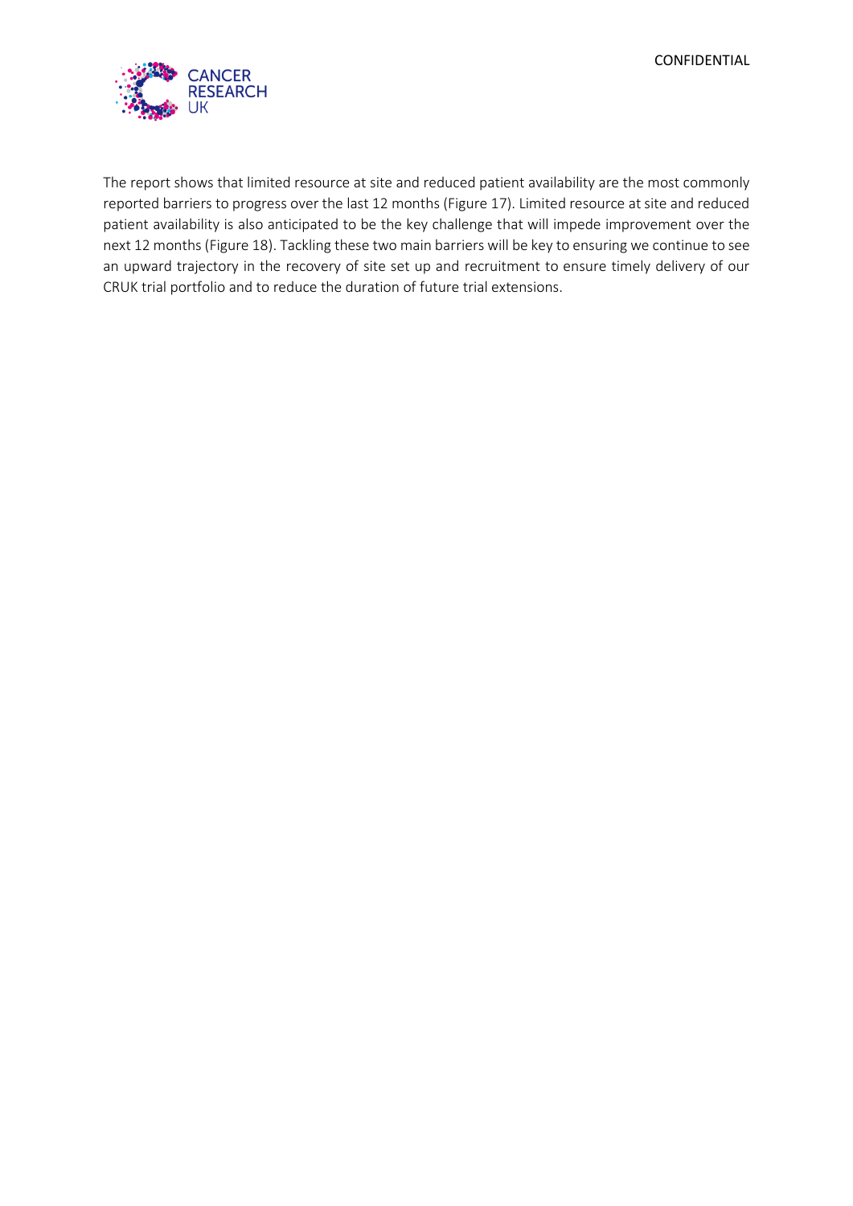The report shows that limited resource at site and reduced patient availability are the most commonly reported barriers to progress over the last 12 months (Figure 17). Limited resource at site and reduced patient availability is also anticipated to be the key challenge that will impede improvement over the next 12 months (Figure 18). Tackling these two main barriers will be key to ensuring we continue to see an upward trajectory in the recovery of site set up and recruitment to ensure timely delivery of our CRUK trial portfolio and to reduce the duration of future trial extensions.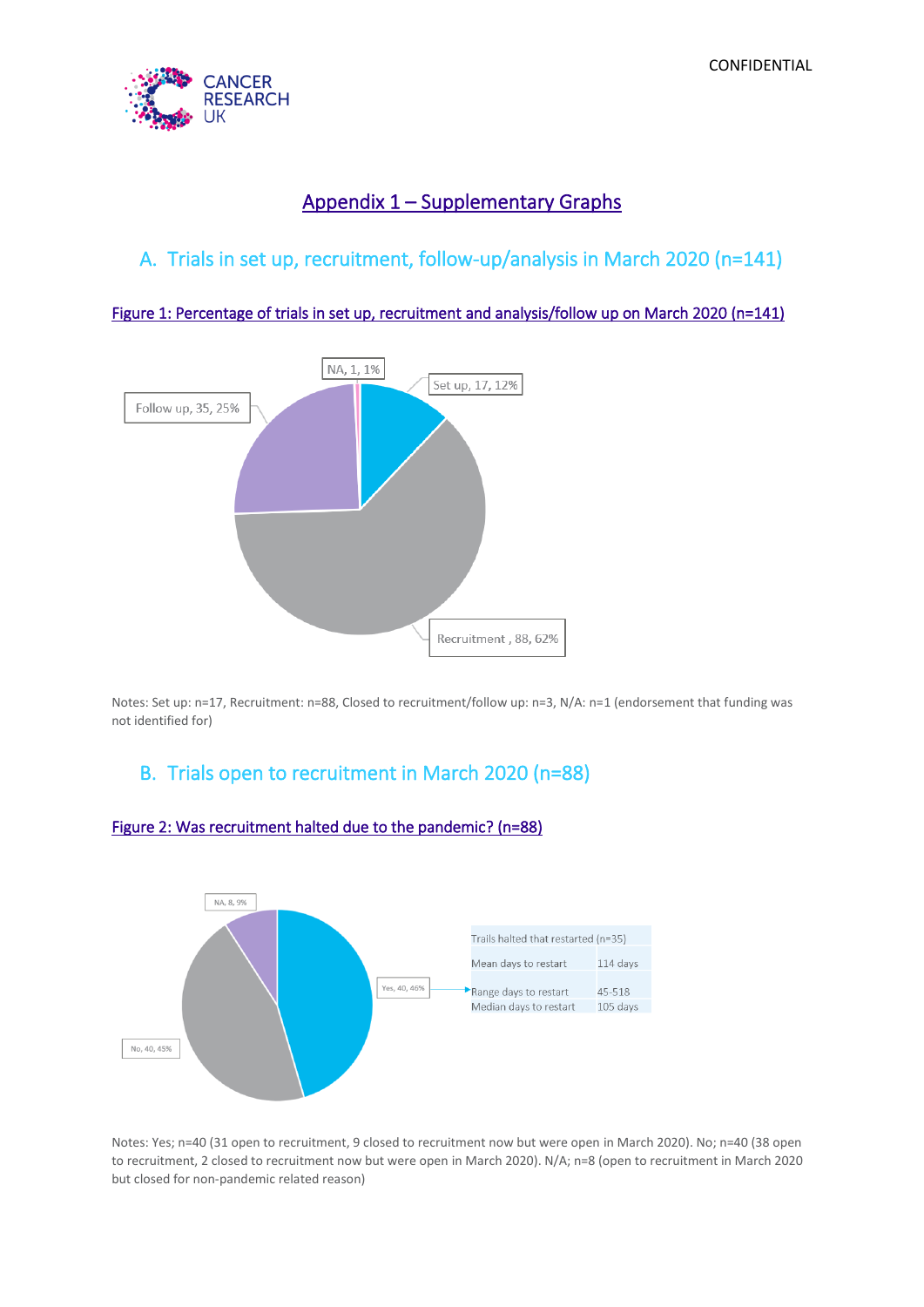# Appendix 1 – Supplementary Graphs

## A. Trials in set up, recruitment, follow-up/analysis in March 2020 (n=141)

Figure 1: Percentage of trials in set up, recruitment and analysis/follow up on March 2020 (n=141)

NA, 1, 1%

Set up, 17, 12%

Follow up, 35, 25%

Recruitment , 88, 62%

Notes: Set up: n=17, Recruitment: n=88, Closed to recruitment/follow up: n=3, N/A: n=1 (endorsement that funding was not identified for)

## B. Trials open to recruitment in March 2020 (n=88)

Figure 2: Was recruitment halted due to the pandemic? (n=88)

NA, 8, 9%

Yes, 40, 46%

No, 40, 45%

| Trails halted that restarted (n=35) | |
|---|---|
| Mean days to restart | 114 days |
| Range days to restart | 45-518 |
| Median days to restart | 105 days |

Notes: Yes; n=40 (31 open to recruitment, 9 closed to recruitment now but were open in March 2020). No; n=40 (38 open to recruitment, 2 closed to recruitment now but were open in March 2020). N/A; n=8 (open to recruitment in March 2020 but closed for non-pandemic related reason)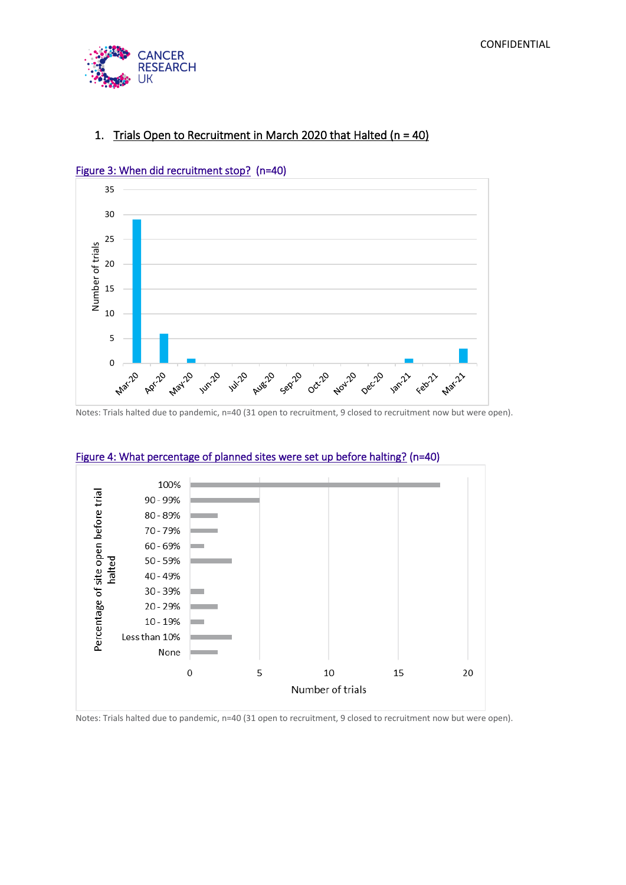## 1. Trials Open to Recruitment in March 2020 that Halted (n = 40)

Figure 3: When did recruitment stop? (n=40)

Notes: Trials halted due to pandemic, n=40 (31 open to recruitment, 9 closed to recruitment now but were open).

Figure 4: What percentage of planned sites were set up before halting? (n=40)

Notes: Trials halted due to pandemic, n=40 (31 open to recruitment, 9 closed to recruitment now but were open).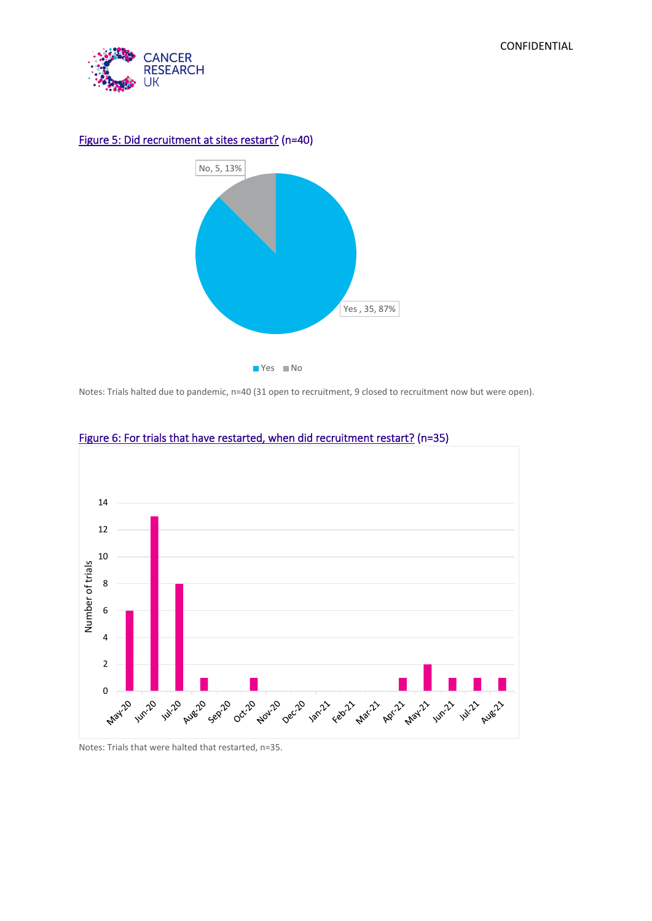Figure 5: Did recruitment at sites restart? (n=40)

| Response | Number | Percentage |
|---|---|---|
| Yes | 35 | 87% |
| No | 5 | 13% |

Notes: Trials halted due to pandemic, n=40 (31 open to recruitment, 9 closed to recruitment now but were open).

Figure 6: For trials that have restarted, when did recruitment restart? (n=35)

| Month | Number of trials |
|---|---|
| May-20 | 6 |
| Jun-20 | 13 |
| Jul-20 | 8 |
| Aug-20 | 1 |
| Sep-20 | 0 |
| Oct-20 | 1 |
| Nov-20 | 0 |
| Dec-20 | 0 |
| Jan-21 | 0 |
| Feb-21 | 0 |
| Mar-21 | 0 |
| Apr-21 | 1 |
| May-21 | 2 |
| Jun-21 | 1 |
| Jul-21 | 1 |
| Aug-21 | 1 |

Notes: Trials that were halted that restarted, n=35.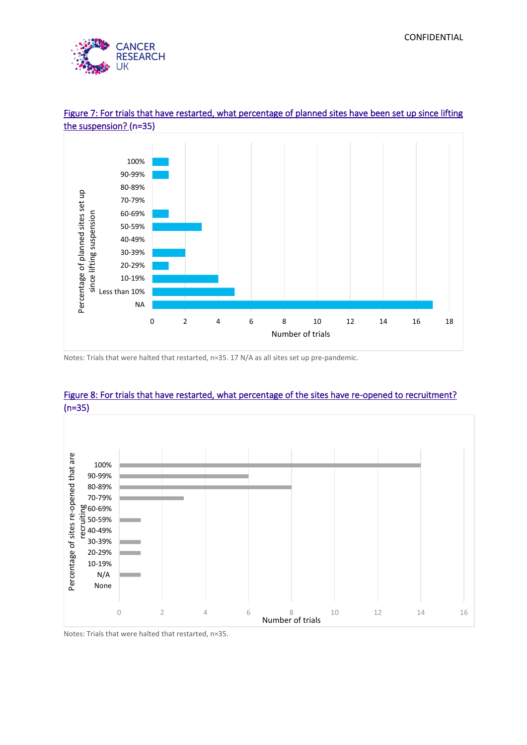Figure 7: For trials that have restarted, what percentage of planned sites have been set up since lifting the suspension? (n=35)

| Percentage of planned sites set up since lifting suspension | Number of trials |
|---|---|
| 100% | 1 |
| 90-99% | 1 |
| 80-89% | 0 |
| 70-79% | 0 |
| 60-69% | 1 |
| 50-59% | 3 |
| 40-49% | 0 |
| 30-39% | 2 |
| 20-29% | 1 |
| 10-19% | 4 |
| Less than 10% | 5 |
| NA | 17 |

Notes: Trials that were halted that restarted, n=35. 17 N/A as all sites set up pre-pandemic.

Figure 8: For trials that have restarted, what percentage of the sites have re-opened to recruitment? (n=35)

| Percentage of sites re-opened that are recruiting | Number of trials |
|---|---|
| 100% | 14 |
| 90-99% | 6 |
| 80-89% | 8 |
| 70-79% | 3 |
| 60-69% | 0 |
| 50-59% | 1 |
| 40-49% | 0 |
| 30-39% | 1 |
| 20-29% | 1 |
| 10-19% | 0 |
| N/A | 1 |
| None | 0 |

Notes: Trials that were halted that restarted, n=35.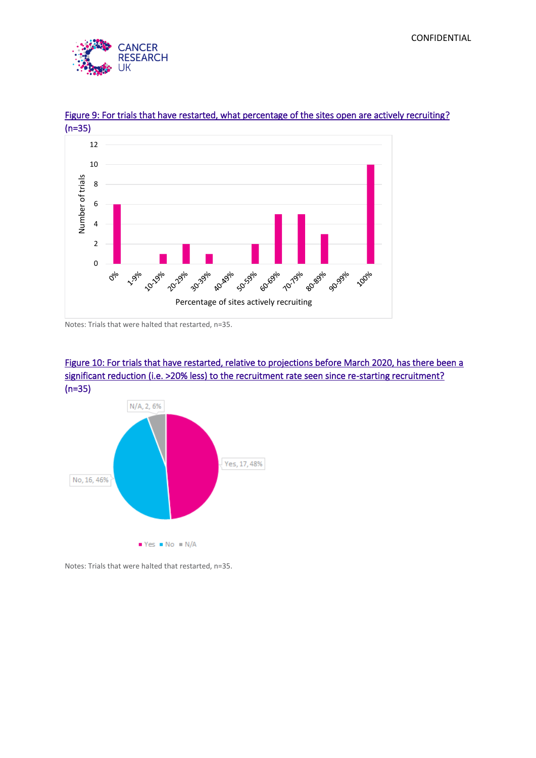Figure 9: For trials that have restarted, what percentage of the sites open are actively recruiting? (n=35)

| Percentage of sites actively recruiting | Number of trials |
|---|---|
| 0% | 6 |
| 1-9% | 0 |
| 10-19% | 1 |
| 20-29% | 2 |
| 30-39% | 1 |
| 40-49% | 0 |
| 50-59% | 2 |
| 60-69% | 5 |
| 70-79% | 5 |
| 80-89% | 3 |
| 90-99% | 0 |
| 100% | 10 |

Notes: Trials that were halted that restarted, n=35.

Figure 10: For trials that have restarted, relative to projections before March 2020, has there been a significant reduction (i.e. >20% less) to the recruitment rate seen since re-starting recruitment? (n=35)

| Response | Number | Percentage |
|---|---|---|
| Yes | 17 | 48% |
| No | 16 | 46% |
| N/A | 2 | 6% |

Notes: Trials that were halted that restarted, n=35.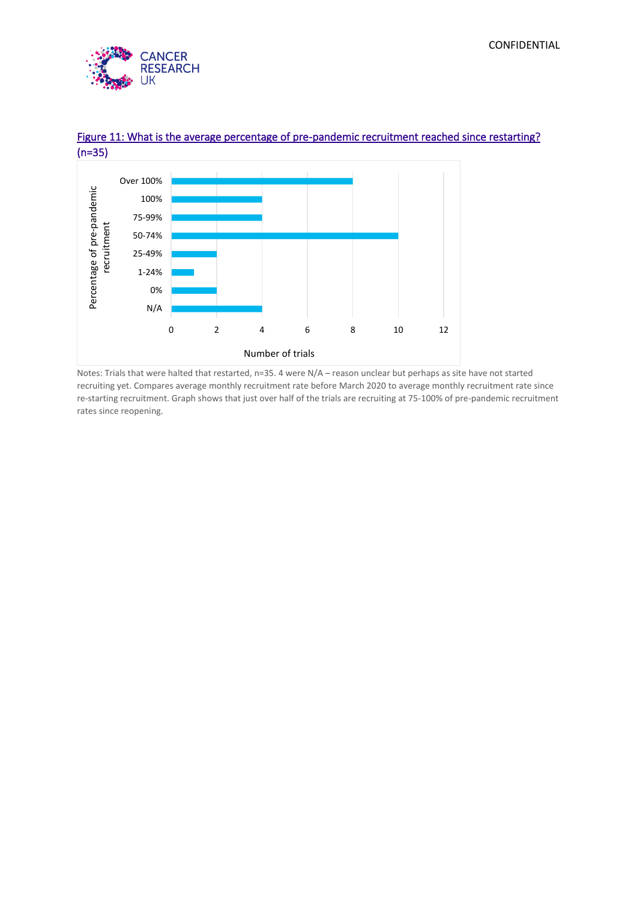Figure 11: What is the average percentage of pre-pandemic recruitment reached since restarting? (n=35)

| Percentage of pre-pandemic recruitment | Number of trials |
| --- | --- |
| Over 100% | 8 |
| 100% | 4 |
| 75-99% | 4 |
| 50-74% | 10 |
| 25-49% | 2 |
| 1-24% | 1 |
| 0% | 2 |
| N/A | 4 |

Notes: Trials that were halted that restarted, n=35. 4 were N/A – reason unclear but perhaps as site have not started recruiting yet. Compares average monthly recruitment rate before March 2020 to average monthly recruitment rate since re-starting recruitment. Graph shows that just over half of the trials are recruiting at 75-100% of pre-pandemic recruitment rates since reopening.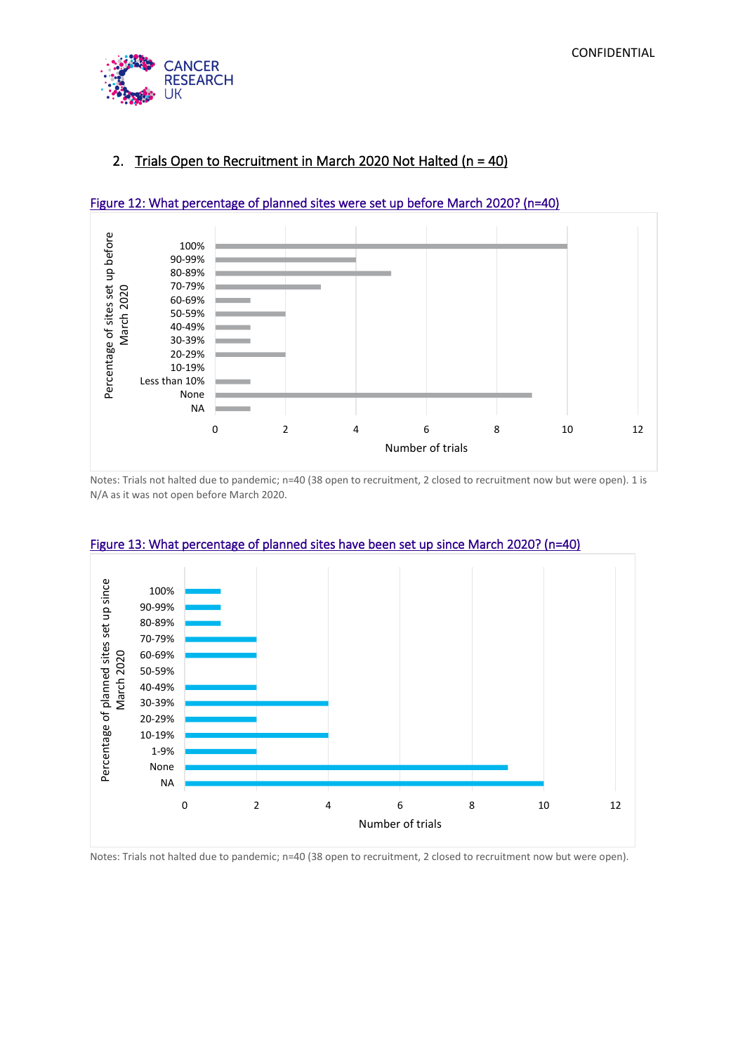## 2. Trials Open to Recruitment in March 2020 Not Halted (n = 40)

Figure 12: What percentage of planned sites were set up before March 2020? (n=40)

| Percentage of sites set up before March 2020 | Number of trials |
|---|---|
| 100% | 10 |
| 90-99% | 4 |
| 80-89% | 5 |
| 70-79% | 3 |
| 60-69% | 1 |
| 50-59% | 2 |
| 40-49% | 1 |
| 30-39% | 1 |
| 20-29% | 2 |
| 10-19% | 0 |
| Less than 10% | 1 |
| None | 9 |
| NA | 1 |

Notes: Trials not halted due to pandemic; n=40 (38 open to recruitment, 2 closed to recruitment now but were open). 1 is N/A as it was not open before March 2020.

Figure 13: What percentage of planned sites have been set up since March 2020? (n=40)

| Percentage of planned sites set up since March 2020 | Number of trials |
|---|---|
| 100% | 1 |
| 90-99% | 1 |
| 80-89% | 1 |
| 70-79% | 2 |
| 60-69% | 2 |
| 50-59% | 0 |
| 40-49% | 2 |
| 30-39% | 4 |
| 20-29% | 2 |
| 10-19% | 4 |
| 1-9% | 2 |
| None | 9 |
| NA | 10 |

Notes: Trials not halted due to pandemic; n=40 (38 open to recruitment, 2 closed to recruitment now but were open).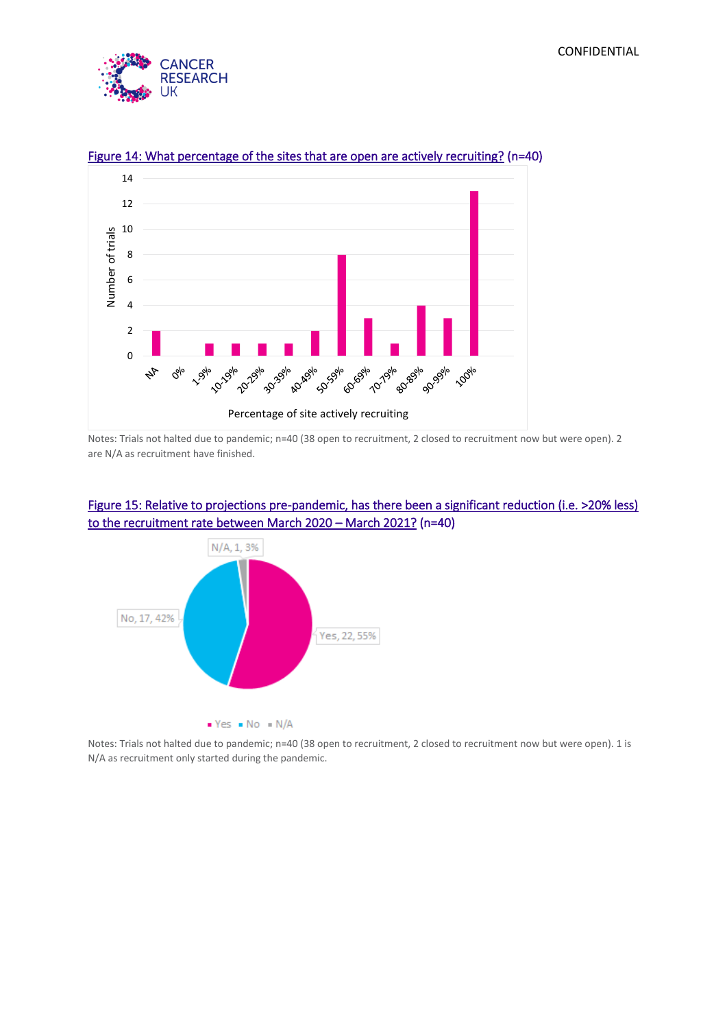Figure 14: What percentage of the sites that are open are actively recruiting? (n=40)

| Percentage of site actively recruiting | Number of trials |
|---|---|
| NA | 2 |
| 0% | 0 |
| 1-9% | 1 |
| 10-19% | 1 |
| 20-29% | 1 |
| 30-39% | 1 |
| 40-49% | 2 |
| 50-59% | 8 |
| 60-69% | 3 |
| 70-79% | 1 |
| 80-89% | 4 |
| 90-99% | 3 |
| 100% | 13 |

Notes: Trials not halted due to pandemic; n=40 (38 open to recruitment, 2 closed to recruitment now but were open). 2 are N/A as recruitment have finished.

Figure 15: Relative to projections pre-pandemic, has there been a significant reduction (i.e. >20% less) to the recruitment rate between March 2020 – March 2021? (n=40)

| Response | Number | Percentage |
|---|---|---|
| Yes | 22 | 55% |
| No | 17 | 42% |
| N/A | 1 | 3% |

Notes: Trials not halted due to pandemic; n=40 (38 open to recruitment, 2 closed to recruitment now but were open). 1 is N/A as recruitment only started during the pandemic.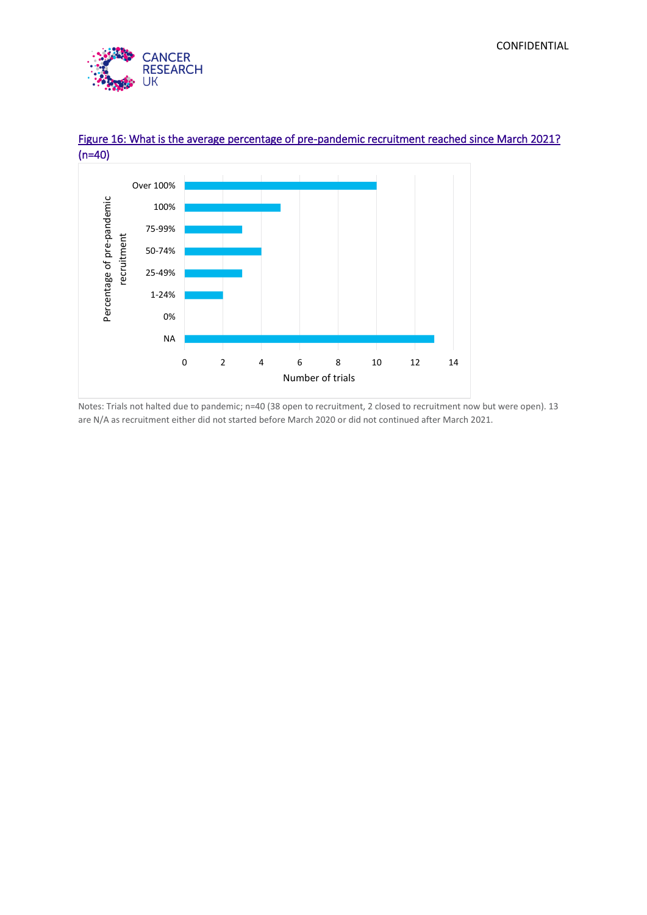Figure 16: What is the average percentage of pre-pandemic recruitment reached since March 2021? (n=40)

| Percentage of pre-pandemic recruitment | Number of trials |
|---|---|
| Over 100% | 10 |
| 100% | 5 |
| 75-99% | 3 |
| 50-74% | 4 |
| 25-49% | 3 |
| 1-24% | 2 |
| 0% | 0 |
| NA | 13 |

Notes: Trials not halted due to pandemic; n=40 (38 open to recruitment, 2 closed to recruitment now but were open). 13 are N/A as recruitment either did not started before March 2020 or did not continued after March 2021.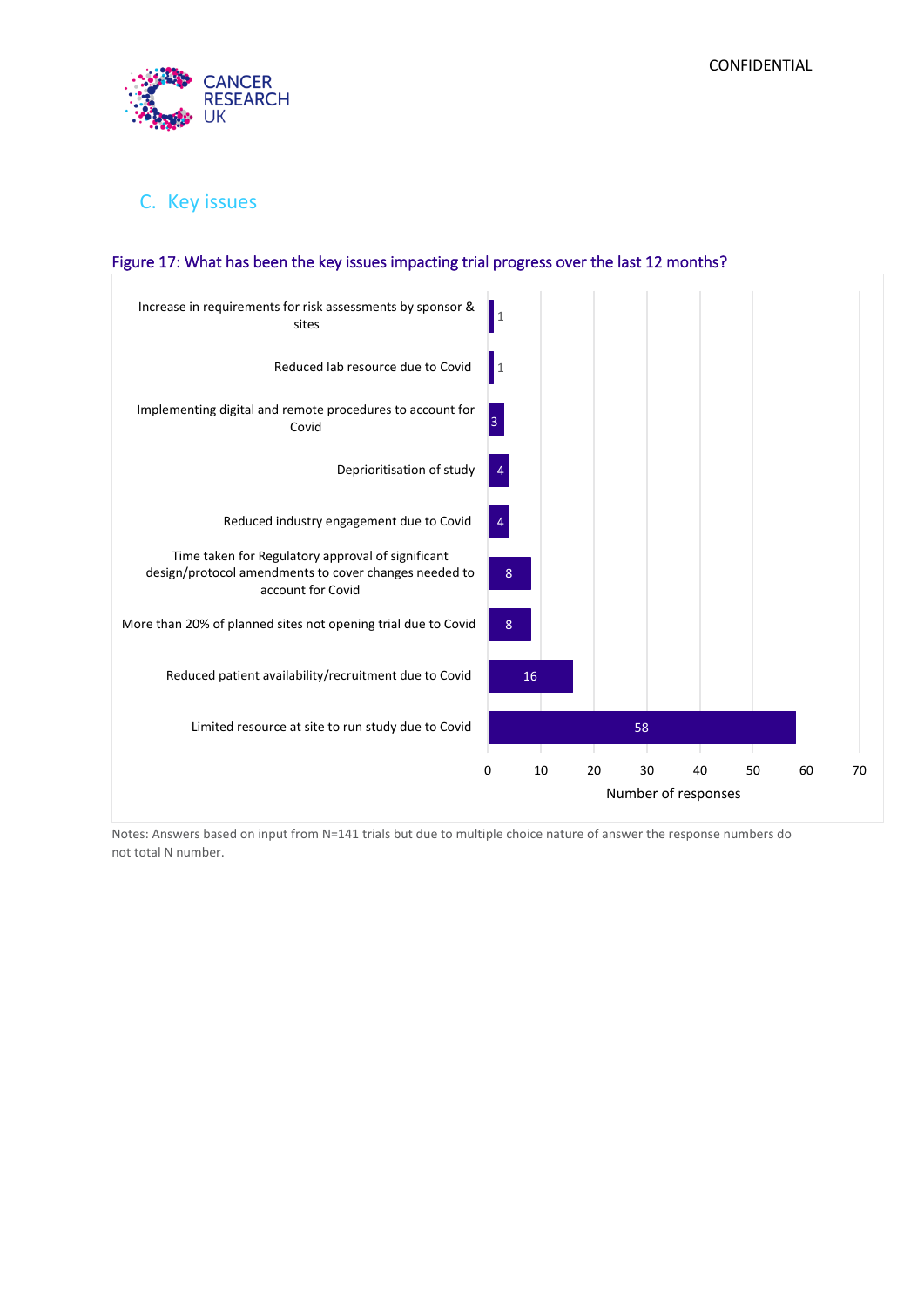## C. Key issues

**Figure 17: What has been the key issues impacting trial progress over the last 12 months?**

| Issue | Number of responses |
|---|---|
| Increase in requirements for risk assessments by sponsor & sites | 1 |
| Reduced lab resource due to Covid | 1 |
| Implementing digital and remote procedures to account for Covid | 3 |
| Deprioritisation of study | 4 |
| Reduced industry engagement due to Covid | 4 |
| Time taken for Regulatory approval of significant design/protocol amendments to cover changes needed to account for Covid | 8 |
| More than 20% of planned sites not opening trial due to Covid | 8 |
| Reduced patient availability/recruitment due to Covid | 16 |
| Limited resource at site to run study due to Covid | 58 |

Notes: Answers based on input from N=141 trials but due to multiple choice nature of answer the response numbers do not total N number.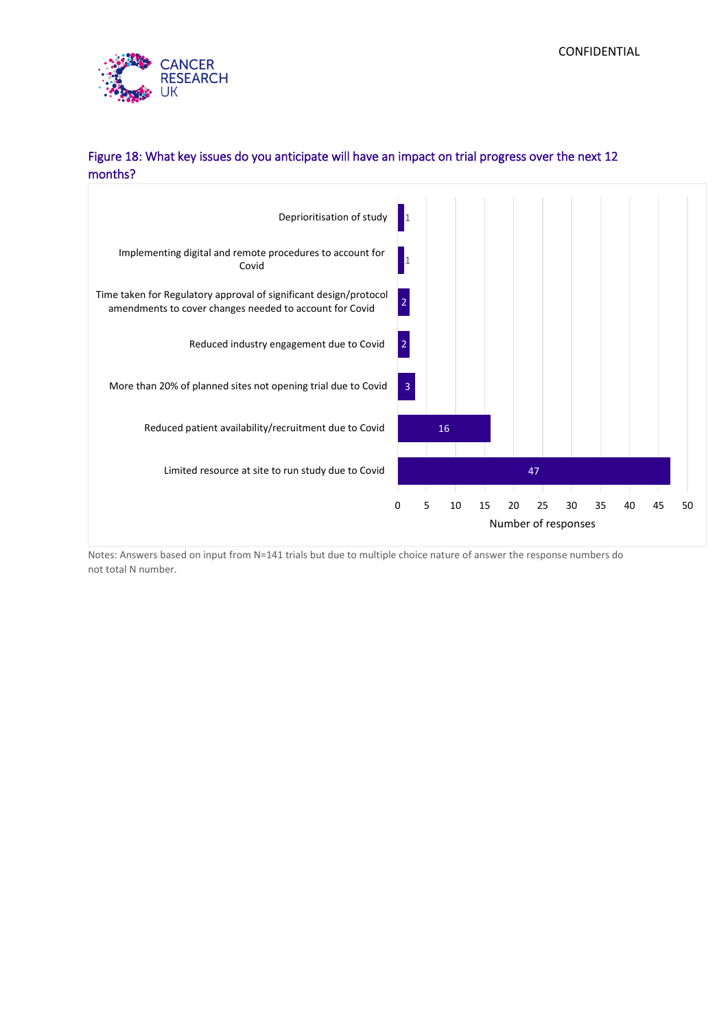Figure 18: What key issues do you anticipate will have an impact on trial progress over the next 12 months?

Deprioritisation of study
1

Implementing digital and remote procedures to account for Covid
1

Time taken for Regulatory approval of significant design/protocol amendments to cover changes needed to account for Covid
2

Reduced industry engagement due to Covid
2

More than 20% of planned sites not opening trial due to Covid
3

Reduced patient availability/recruitment due to Covid
16

Limited resource at site to run study due to Covid
47

0 5 10 15 20 25 30 35 40 45 50

Number of responses

Notes: Answers based on input from N=141 trials but due to multiple choice nature of answer the response numbers do not total N number.